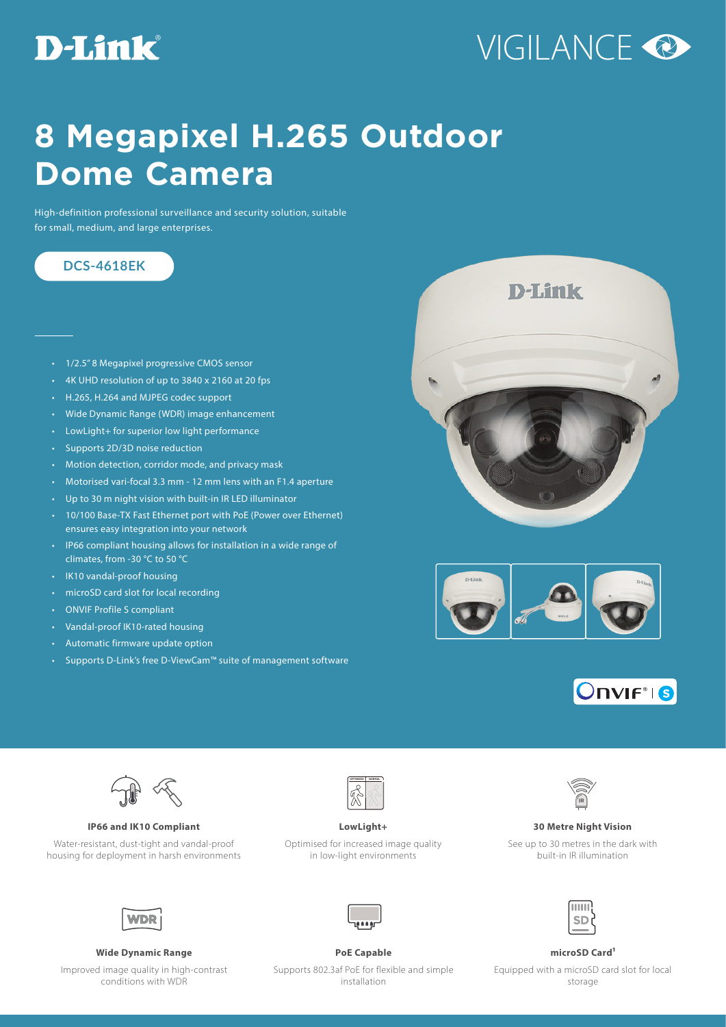D-Link

VIGILANCE

# 8 Megapixel H.265 Outdoor Dome Camera

High-definition professional surveillance and security solution, suitable for small, medium, and large enterprises.

**DCS-4618EK**

- 1/2.5" 8 Megapixel progressive CMOS sensor
- 4K UHD resolution of up to 3840 x 2160 at 20 fps
- H.265, H.264 and MJPEG codec support
- Wide Dynamic Range (WDR) image enhancement
- LowLight+ for superior low light performance
- Supports 2D/3D noise reduction
- Motion detection, corridor mode, and privacy mask
- Motorised vari-focal 3.3 mm - 12 mm lens with an F1.4 aperture
- Up to 30 m night vision with built-in IR LED illuminator
- 10/100 Base-TX Fast Ethernet port with PoE (Power over Ethernet) ensures easy integration into your network
- IP66 compliant housing allows for installation in a wide range of climates, from -30 °C to 50 °C
- IK10 vandal-proof housing
- microSD card slot for local recording
- ONVIF Profile S compliant
- Vandal-proof IK10-rated housing
- Automatic firmware update option
- Supports D-Link's free D-ViewCam™ suite of management software

**IP66 and IK10 Compliant**

Water-resistant, dust-tight and vandal-proof housing for deployment in harsh environments

**LowLight+**

Optimised for increased image quality in low-light environments

**30 Metre Night Vision**

See up to 30 metres in the dark with built-in IR illumination

**Wide Dynamic Range**

Improved image quality in high-contrast conditions with WDR

**PoE Capable**

Supports 802.3af PoE for flexible and simple installation

**microSD Card[1]**

Equipped with a microSD card slot for local storage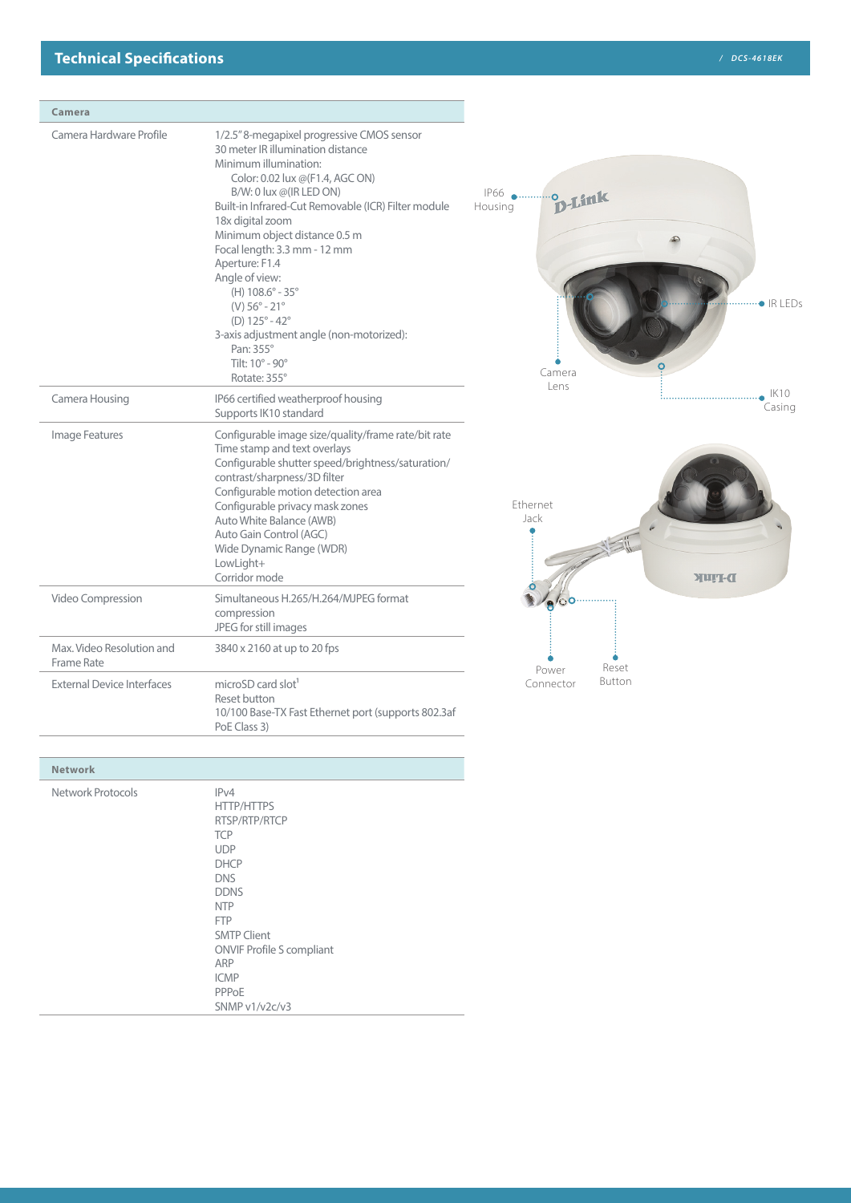## Technical Specifications

| Camera | |
|---|---|
| Camera Hardware Profile | 1/2.5" 8-megapixel progressive CMOS sensor<br>30 meter IR illumination distance<br>Minimum illumination:<br>Color: 0.02 lux @(F1.4, AGC ON)<br>B/W: 0 lux @(IR LED ON)<br>Built-in Infrared-Cut Removable (ICR) Filter module<br>18x digital zoom<br>Minimum object distance 0.5 m<br>Focal length: 3.3 mm - 12 mm<br>Aperture: F1.4<br>Angle of view:<br>(H) 108.6° - 35°<br>(V) 56° - 21°<br>(D) 125° - 42°<br>3-axis adjustment angle (non-motorized):<br>Pan: 355°<br>Tilt: 10° - 90°<br>Rotate: 355° |
| Camera Housing | IP66 certified weatherproof housing<br>Supports IK10 standard |
| Image Features | Configurable image size/quality/frame rate/bit rate<br>Time stamp and text overlays<br>Configurable shutter speed/brightness/saturation/contrast/sharpness/3D filter<br>Configurable motion detection area<br>Configurable privacy mask zones<br>Auto White Balance (AWB)<br>Auto Gain Control (AGC)<br>Wide Dynamic Range (WDR)<br>LowLight+<br>Corridor mode |
| Video Compression | Simultaneous H.265/H.264/MJPEG format compression<br>JPEG for still images |
| Max. Video Resolution and Frame Rate | 3840 x 2160 at up to 20 fps |
| External Device Interfaces | microSD card slot[1]<br>Reset button<br>10/100 Base-TX Fast Ethernet port (supports 802.3af PoE Class 3) |

IP66 Housing

IR LEDs

Camera Lens

IK10 Casing

Ethernet Jack

Power Connector

Reset Button

| Network | |
|---|---|
| Network Protocols | IPv4<br>HTTP/HTTPS<br>RTSP/RTP/RTCP<br>TCP<br>UDP<br>DHCP<br>DNS<br>DDNS<br>NTP<br>FTP<br>SMTP Client<br>ONVIF Profile S compliant<br>ARP<br>ICMP<br>PPPoE<br>SNMP v1/v2c/v3 |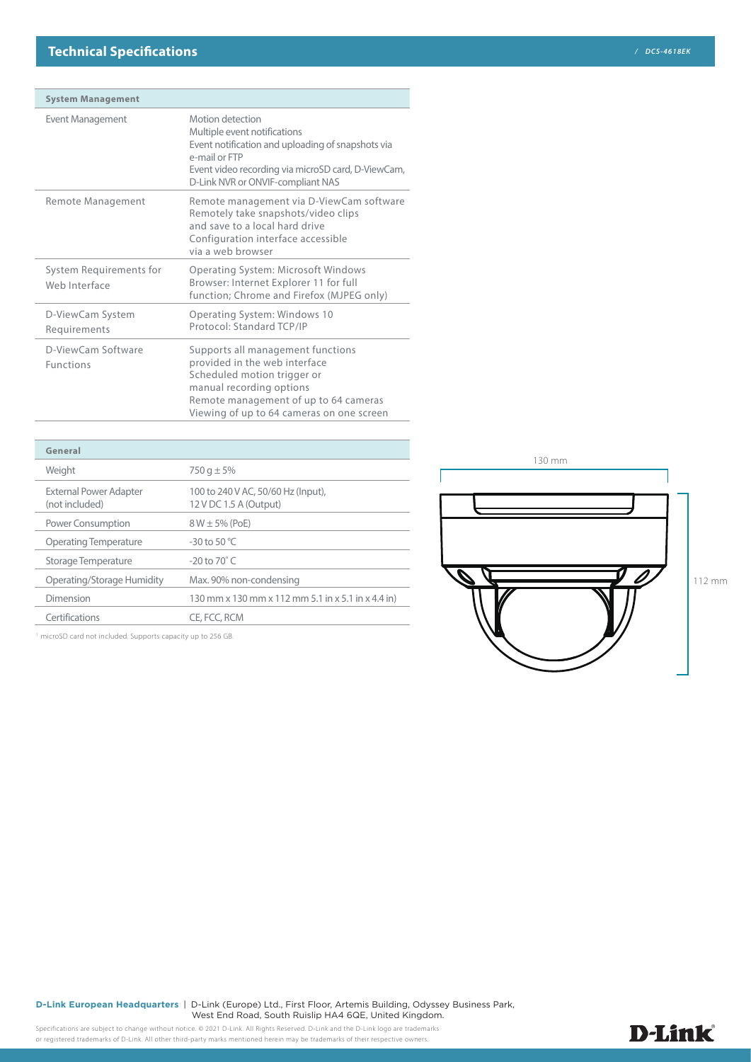## Technical Specifications

| System Management | |
|---|---|
| Event Management | Motion detection<br>Multiple event notifications<br>Event notification and uploading of snapshots via e-mail or FTP<br>Event video recording via microSD card, D-ViewCam, D-Link NVR or ONVIF-compliant NAS |
| Remote Management | Remote management via D-ViewCam software<br>Remotely take snapshots/video clips and save to a local hard drive<br>Configuration interface accessible via a web browser |
| System Requirements for Web Interface | Operating System: Microsoft Windows<br>Browser: Internet Explorer 11 for full function; Chrome and Firefox (MJPEG only) |
| D-ViewCam System Requirements | Operating System: Windows 10<br>Protocol: Standard TCP/IP |
| D-ViewCam Software Functions | Supports all management functions provided in the web interface<br>Scheduled motion trigger or manual recording options<br>Remote management of up to 64 cameras<br>Viewing of up to 64 cameras on one screen |

| General | |
|---|---|
| Weight | 750 g ± 5% |
| External Power Adapter (not included) | 100 to 240 V AC, 50/60 Hz (Input),<br>12 V DC 1.5 A (Output) |
| Power Consumption | 8 W ± 5% (PoE) |
| Operating Temperature | -30 to 50 °C |
| Storage Temperature | -20 to 70˚ C |
| Operating/Storage Humidity | Max. 90% non-condensing |
| Dimension | 130 mm x 130 mm x 112 mm 5.1 in x 5.1 in x 4.4 in) |
| Certifications | CE, FCC, RCM |

[1] microSD card not included. Supports capacity up to 256 GB.

130 mm

112 mm

**D-Link European Headquarters** | D-Link (Europe) Ltd., First Floor, Artemis Building, Odyssey Business Park, West End Road, South Ruislip HA4 6QE, United Kingdom.

Specifications are subject to change without notice. © 2021 D-Link. All Rights Reserved. D-Link and the D-Link logo are trademarks or registered trademarks of D-Link. All other third-party marks mentioned herein may be trademarks of their respective owners.